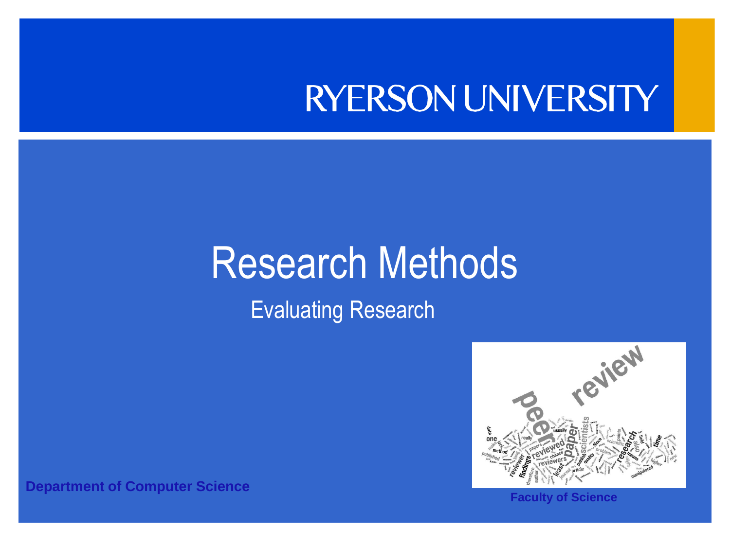RYERSON UNIVERSITY

# Research Methods

## Evaluating Research

**Department of Computer Science**

**Faculty of Science**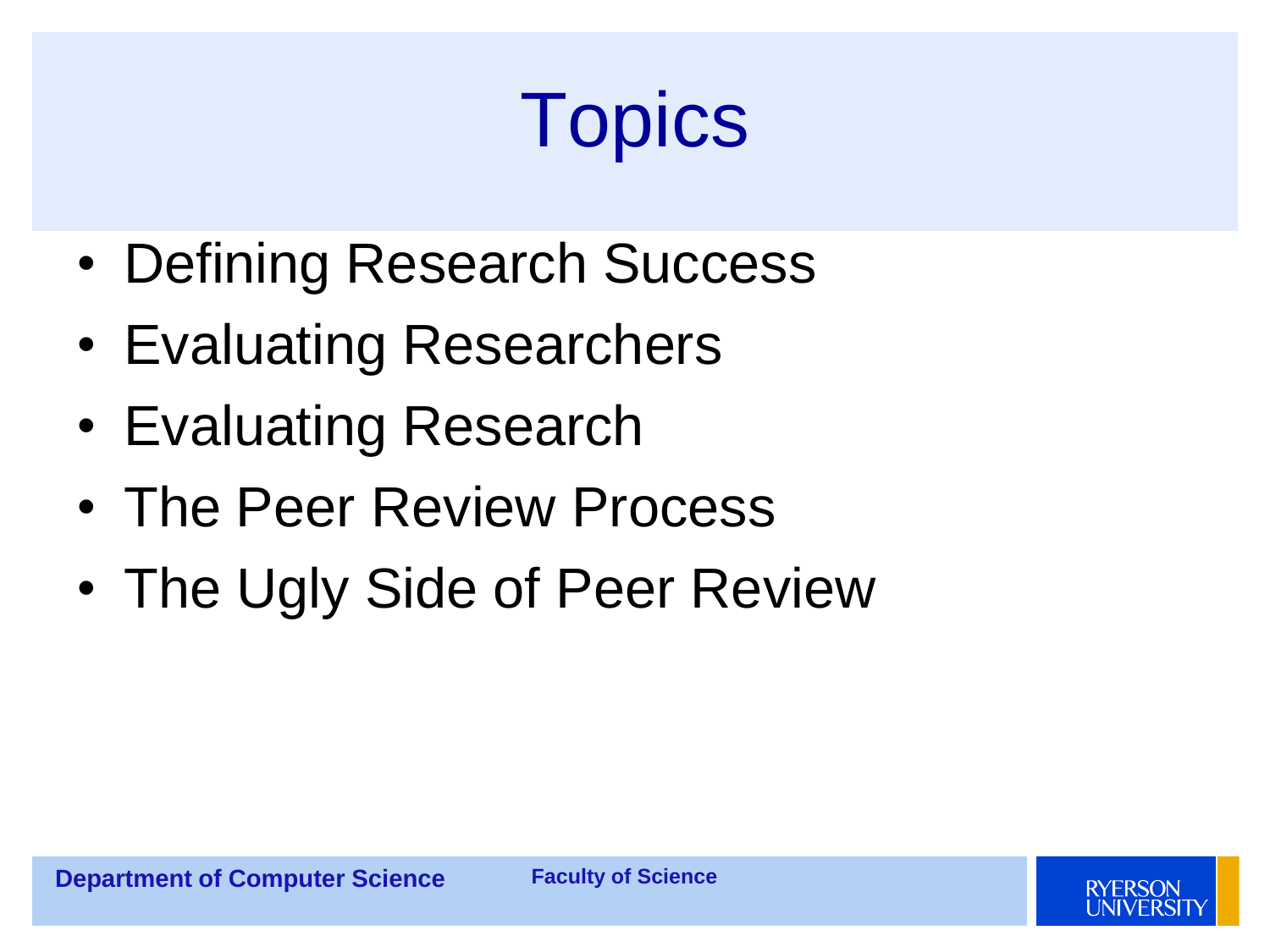# Topics

- Defining Research Success
- Evaluating Researchers
- Evaluating Research
- The Peer Review Process
- The Ugly Side of Peer Review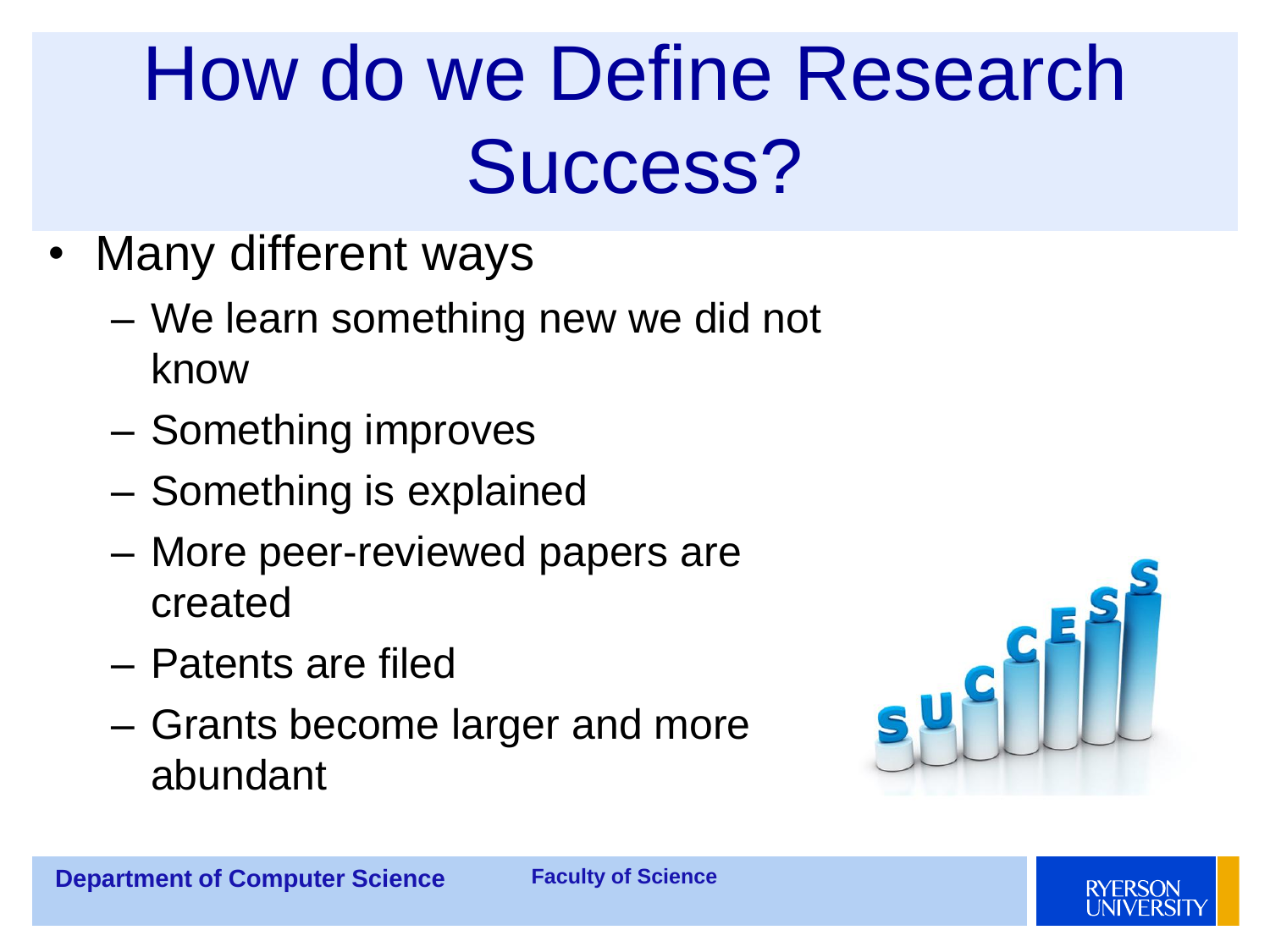# How do we Define Research Success?

- Many different ways
  - We learn something new we did not know
  - Something improves
  - Something is explained
  - More peer-reviewed papers are created
  - Patents are filed
  - Grants become larger and more abundant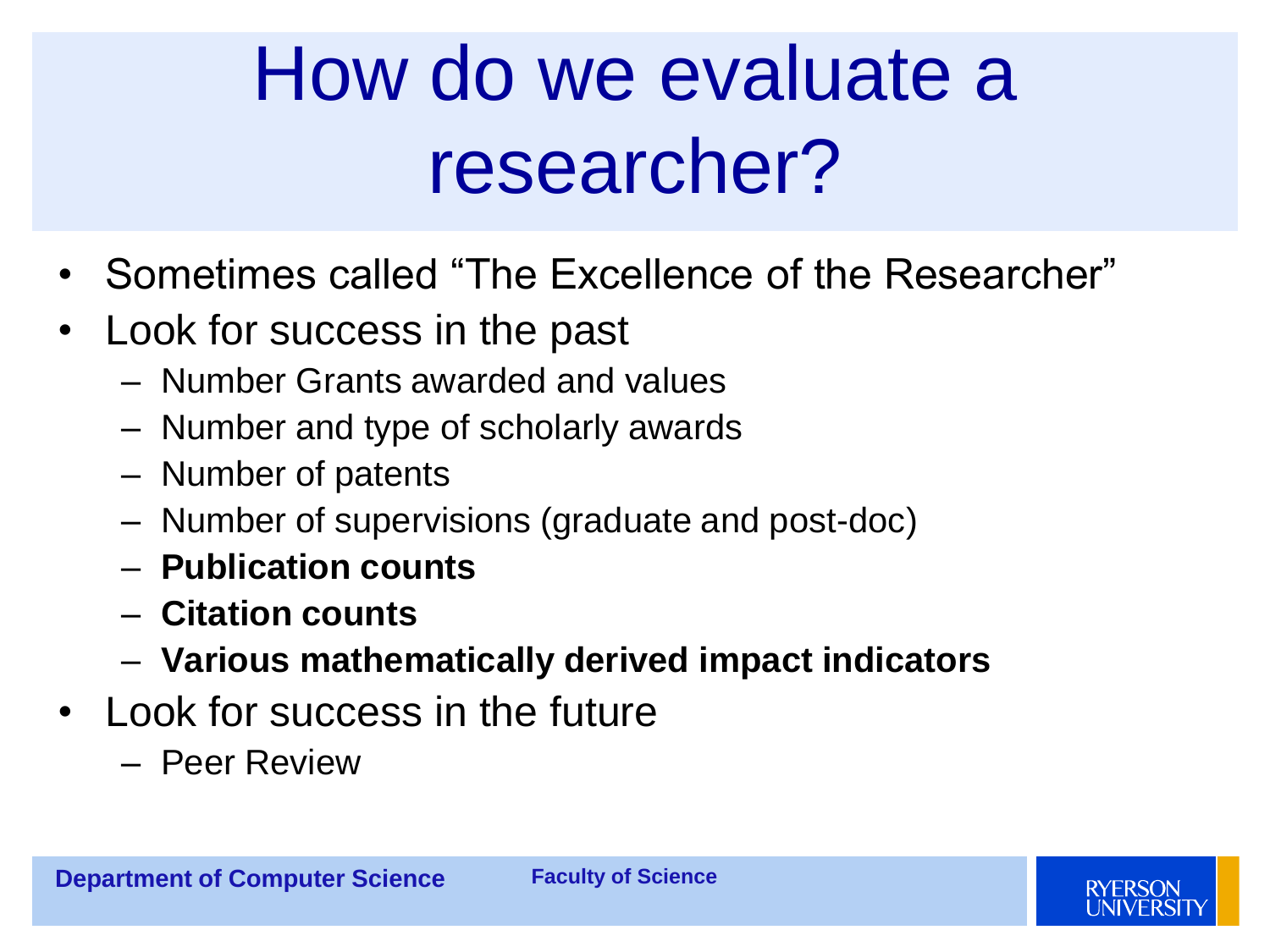# How do we evaluate a researcher?

- Sometimes called "The Excellence of the Researcher"
- Look for success in the past
  - Number Grants awarded and values
  - Number and type of scholarly awards
  - Number of patents
  - Number of supervisions (graduate and post-doc)
  - **Publication counts**
  - **Citation counts**
  - **Various mathematically derived impact indicators**
- Look for success in the future
  - Peer Review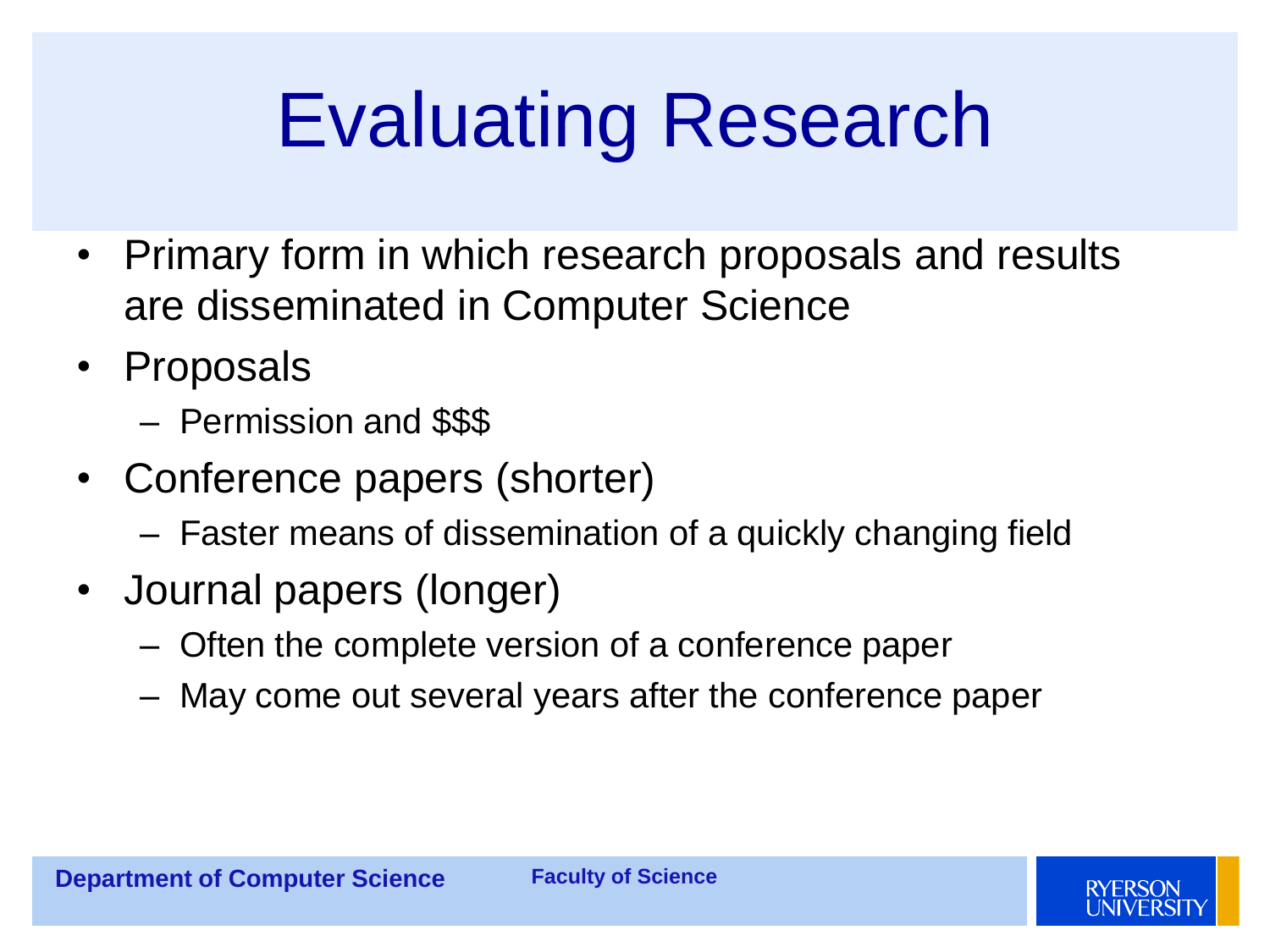# Evaluating Research

- Primary form in which research proposals and results are disseminated in Computer Science
- Proposals
  - Permission and $$$
- Conference papers (shorter)
  - Faster means of dissemination of a quickly changing field
- Journal papers (longer)
  - Often the complete version of a conference paper
  - May come out several years after the conference paper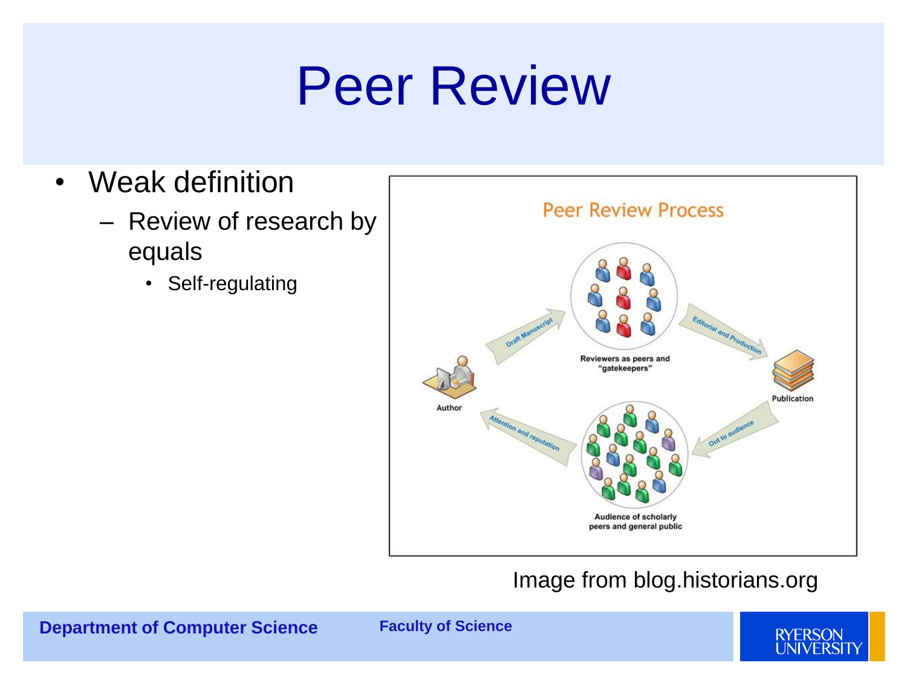# Peer Review

- Weak definition
  - Review of research by equals
    - Self-regulating

Image from blog.historians.org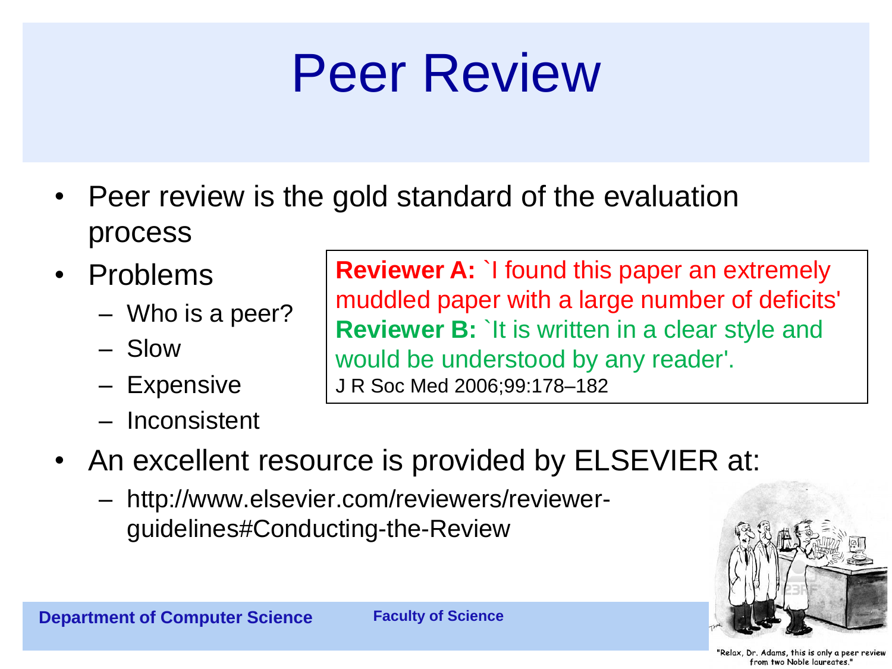# Peer Review

- Peer review is the gold standard of the evaluation process
- Problems
  - Who is a peer?
  - Slow
  - Expensive
  - Inconsistent

**Reviewer A:** `I found this paper an extremely muddled paper with a large number of deficits'
**Reviewer B:** `It is written in a clear style and would be understood by any reader'.
J R Soc Med 2006;99:178–182

- An excellent resource is provided by ELSEVIER at:
  - http://www.elsevier.com/reviewers/reviewer-guidelines#Conducting-the-Review

"Relax, Dr. Adams, this is only a peer review from two Noble laureates."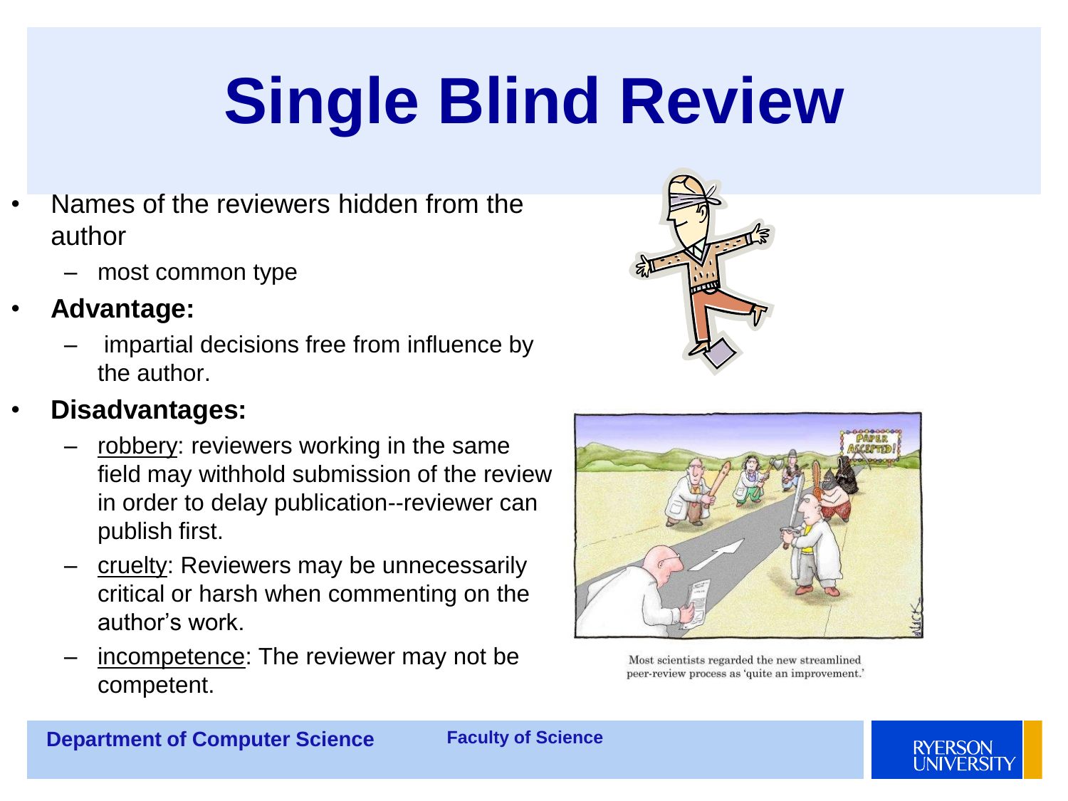# Single Blind Review

- Names of the reviewers hidden from the author
  - most common type
- **Advantage:**
  - impartial decisions free from influence by the author.
- **Disadvantages:**
  - robbery: reviewers working in the same field may withhold submission of the review in order to delay publication--reviewer can publish first.
  - cruelty: Reviewers may be unnecessarily critical or harsh when commenting on the author's work.
  - incompetence: The reviewer may not be competent.

Most scientists regarded the new streamlined peer-review process as 'quite an improvement.'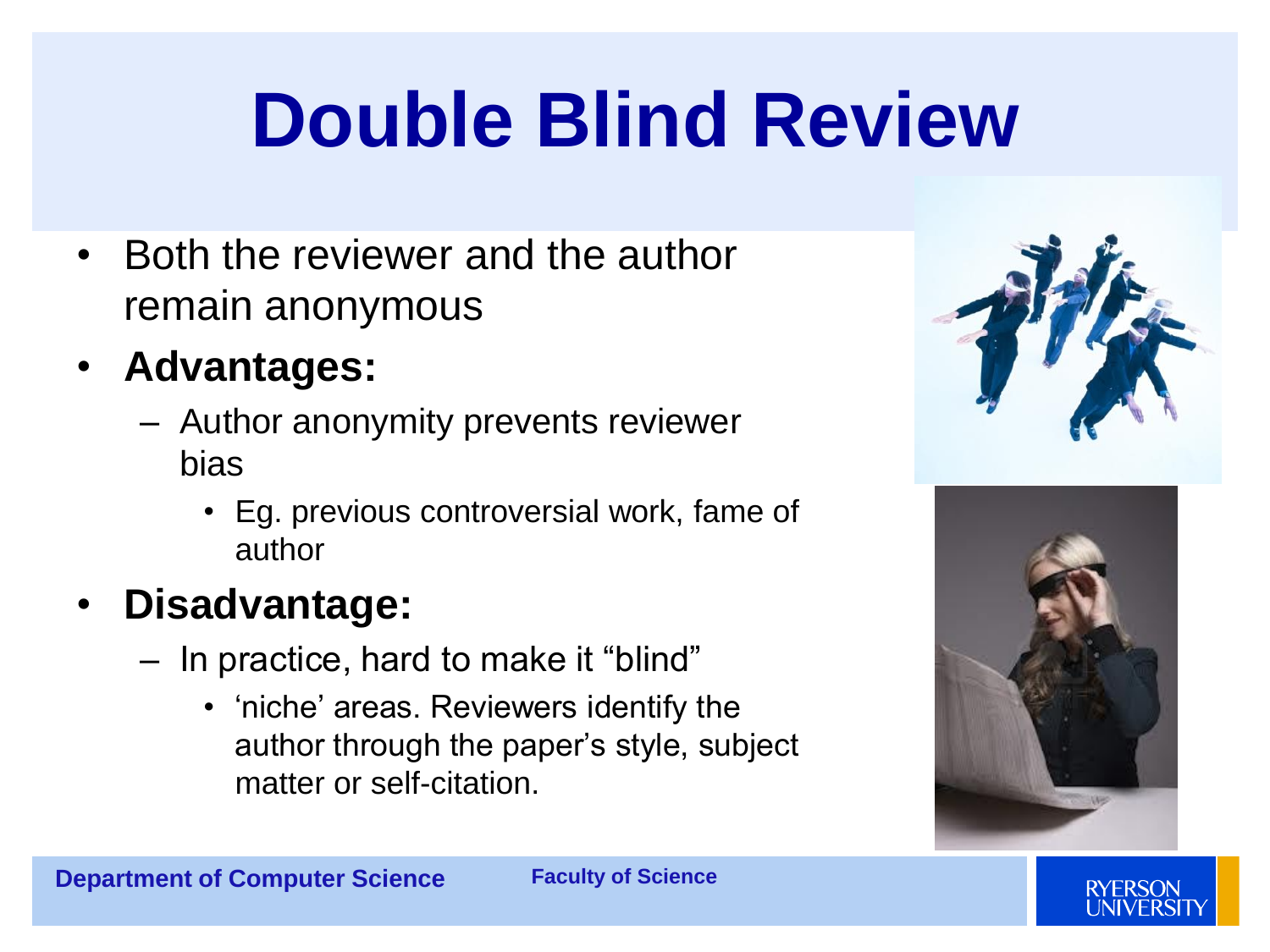# Double Blind Review

- Both the reviewer and the author remain anonymous
- **Advantages:**
  - Author anonymity prevents reviewer bias
    - Eg. previous controversial work, fame of author
- **Disadvantage:**
  - In practice, hard to make it "blind"
    - 'niche' areas. Reviewers identify the author through the paper's style, subject matter or self-citation.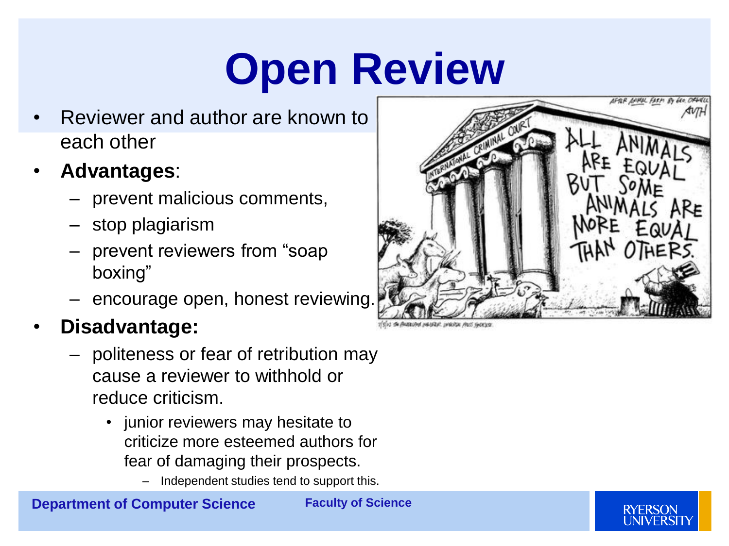# Open Review

- Reviewer and author are known to each other
- **Advantages**:
  - prevent malicious comments,
  - stop plagiarism
  - prevent reviewers from "soap boxing"
  - encourage open, honest reviewing.
- **Disadvantage:**
  - politeness or fear of retribution may cause a reviewer to withhold or reduce criticism.
    - junior reviewers may hesitate to criticize more esteemed authors for fear of damaging their prospects.
      - Independent studies tend to support this.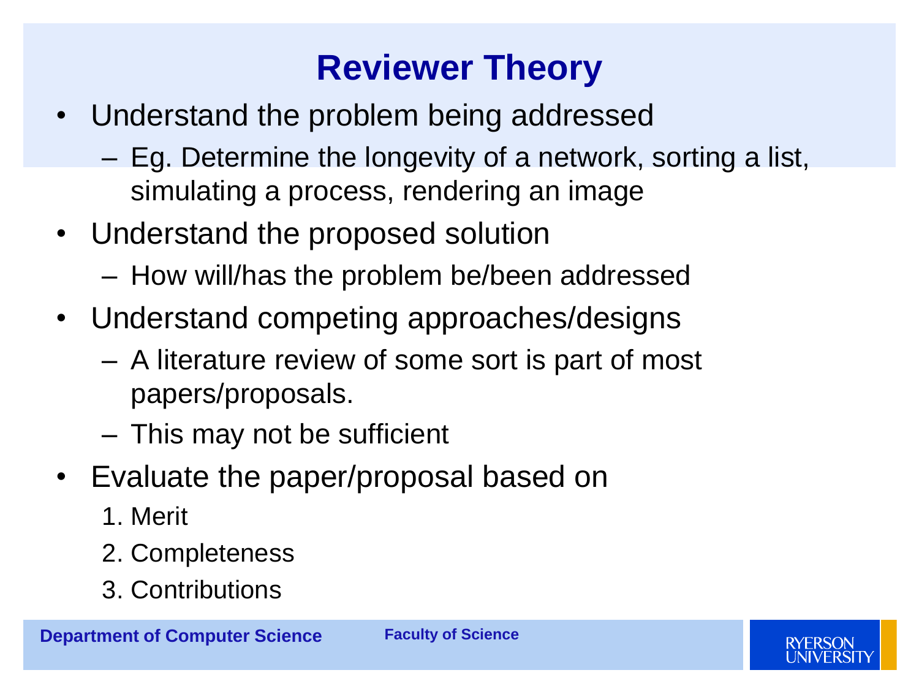# Reviewer Theory

- Understand the problem being addressed
  - Eg. Determine the longevity of a network, sorting a list, simulating a process, rendering an image
- Understand the proposed solution
  - How will/has the problem be/been addressed
- Understand competing approaches/designs
  - A literature review of some sort is part of most papers/proposals.
  - This may not be sufficient
- Evaluate the paper/proposal based on
  1. Merit
  2. Completeness
  3. Contributions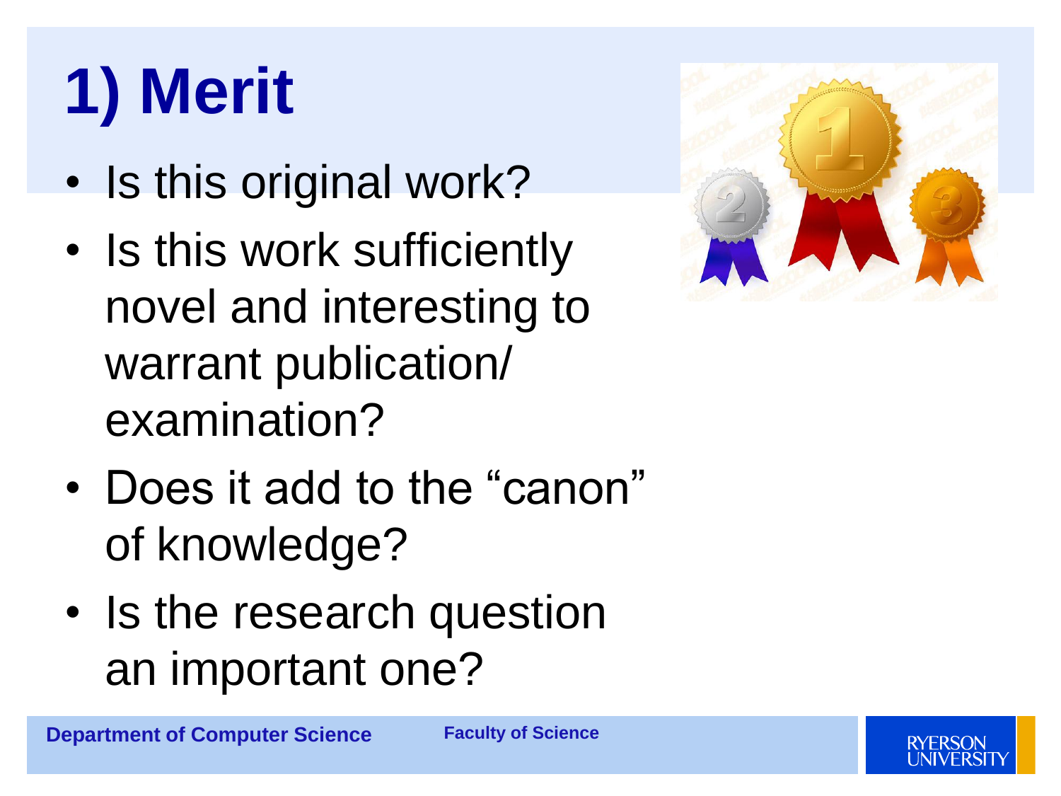# 1) Merit

- Is this original work?
- Is this work sufficiently novel and interesting to warrant publication/ examination?
- Does it add to the "canon" of knowledge?
- Is the research question an important one?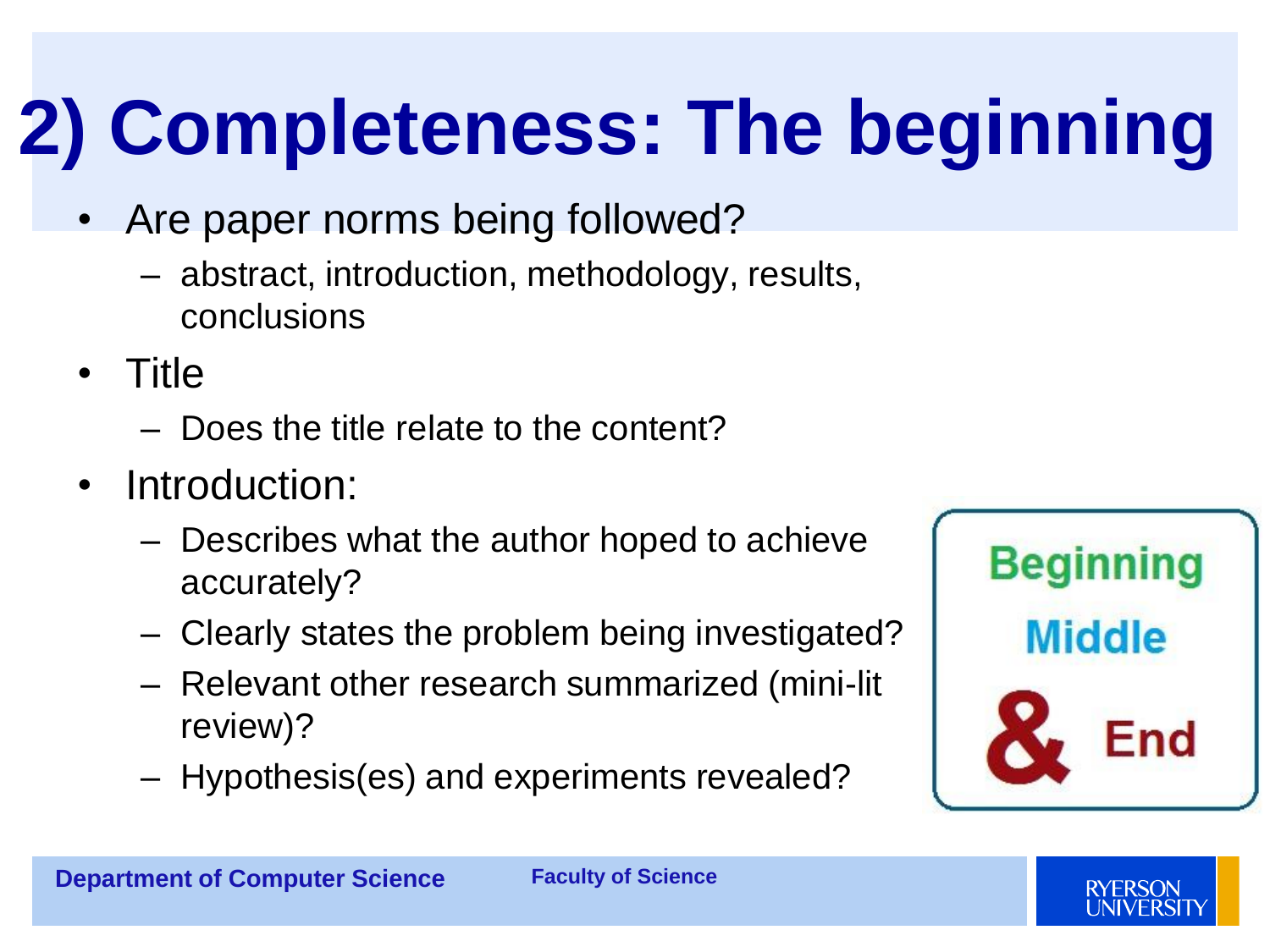# 2) Completeness: The beginning

- Are paper norms being followed?
  - abstract, introduction, methodology, results, conclusions
- Title
  - Does the title relate to the content?
- Introduction:
  - Describes what the author hoped to achieve accurately?
  - Clearly states the problem being investigated?
  - Relevant other research summarized (mini-lit review)?
  - Hypothesis(es) and experiments revealed?

Beginning

Middle

& End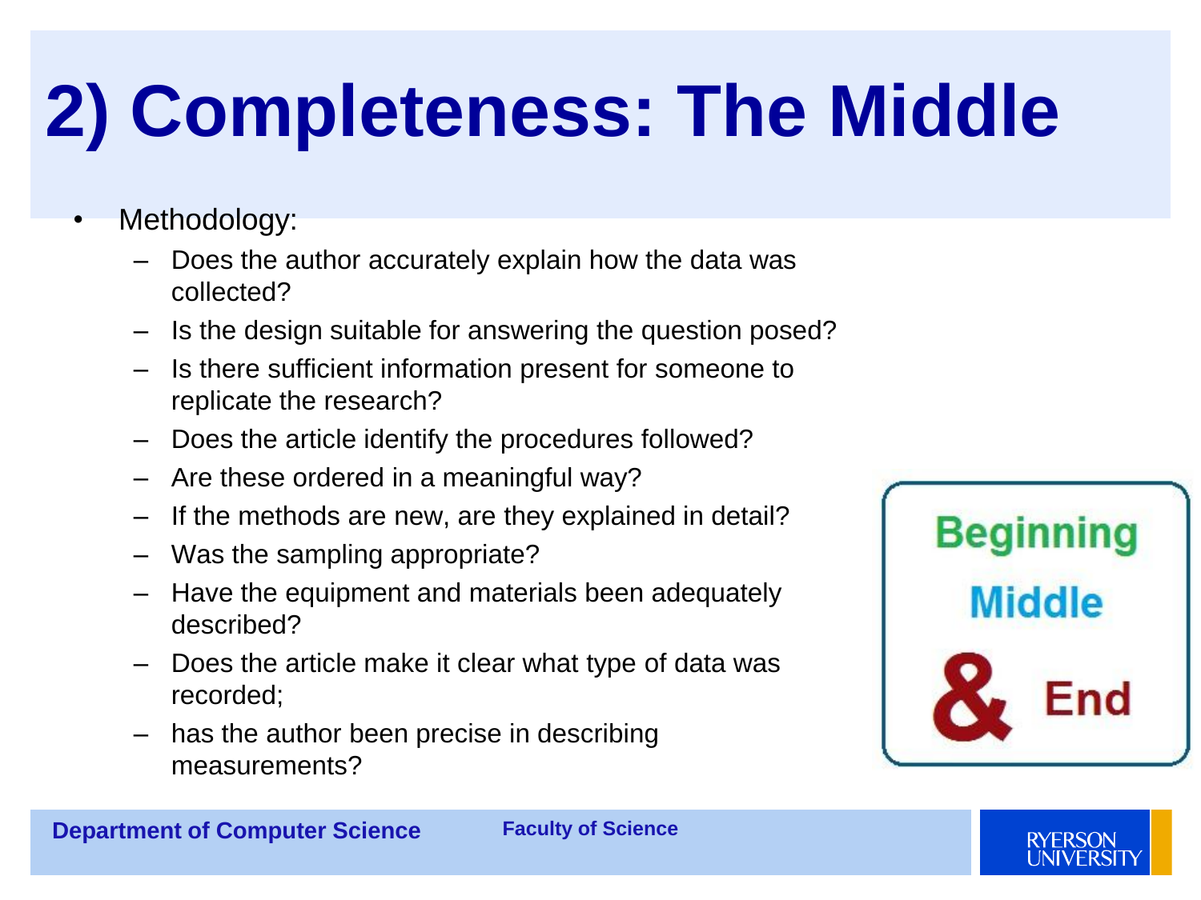# 2) Completeness: The Middle

- Methodology:
  - Does the author accurately explain how the data was collected?
  - Is the design suitable for answering the question posed?
  - Is there sufficient information present for someone to replicate the research?
  - Does the article identify the procedures followed?
  - Are these ordered in a meaningful way?
  - If the methods are new, are they explained in detail?
  - Was the sampling appropriate?
  - Have the equipment and materials been adequately described?
  - Does the article make it clear what type of data was recorded;
  - has the author been precise in describing measurements?

Beginning

Middle

& End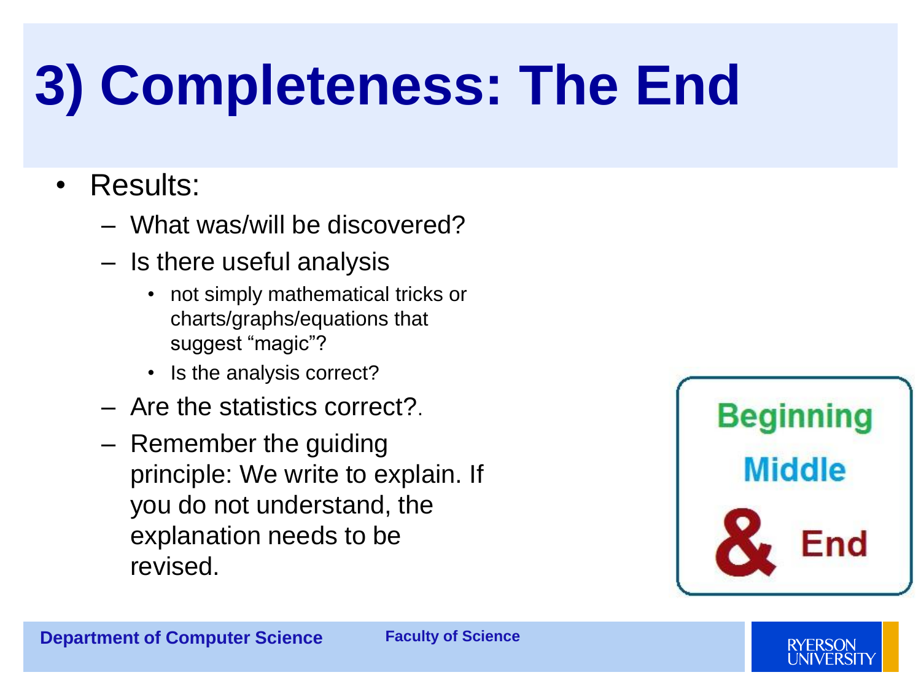# 3) Completeness: The End

- Results:
  - What was/will be discovered?
  - Is there useful analysis
    - not simply mathematical tricks or charts/graphs/equations that suggest "magic"?
    - Is the analysis correct?
  - Are the statistics correct?.
  - Remember the guiding principle: We write to explain. If you do not understand, the explanation needs to be revised.

Beginning

Middle

& End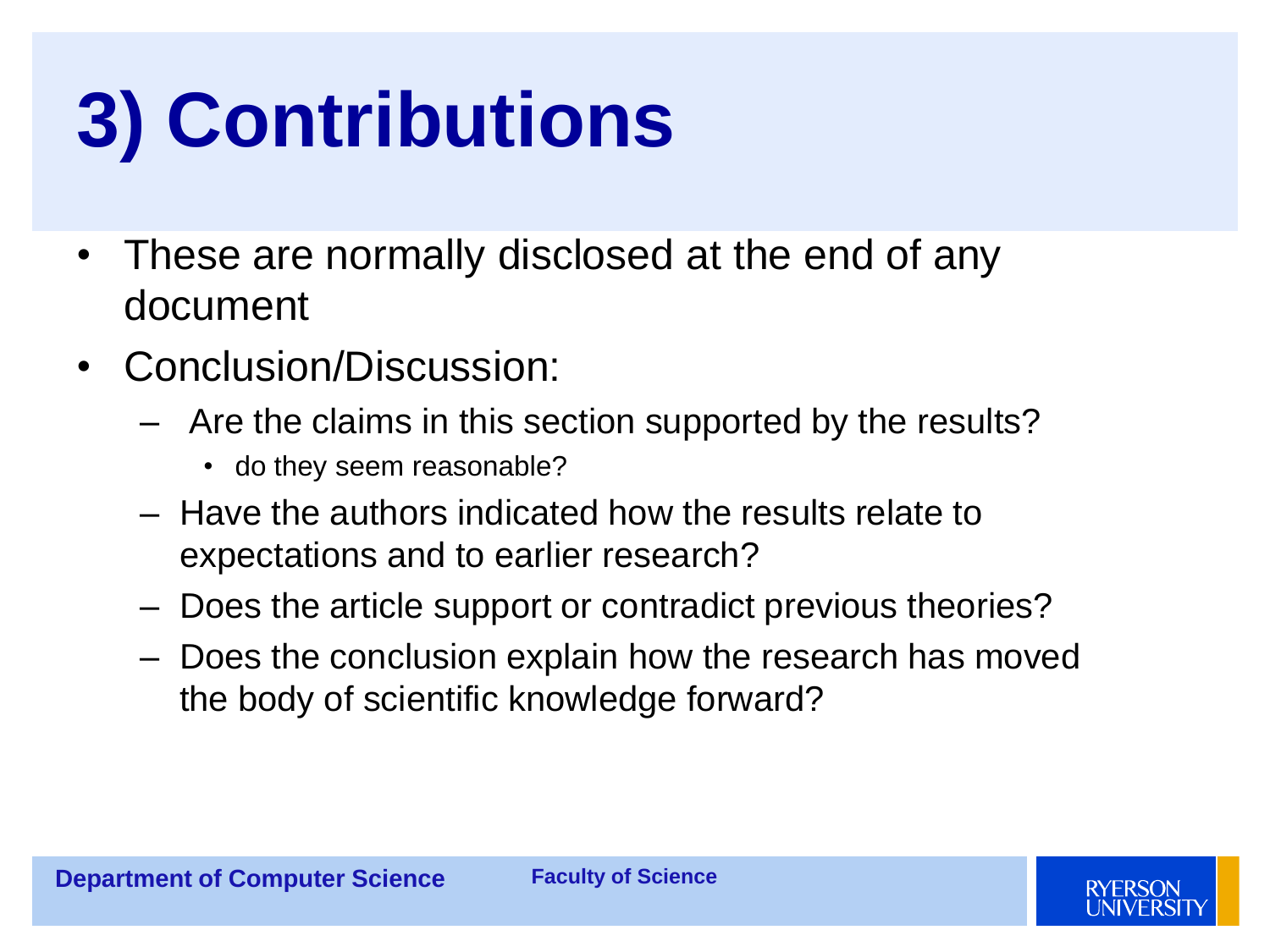# 3) Contributions

- These are normally disclosed at the end of any document
- Conclusion/Discussion:
  - Are the claims in this section supported by the results?
    - do they seem reasonable?
  - Have the authors indicated how the results relate to expectations and to earlier research?
  - Does the article support or contradict previous theories?
  - Does the conclusion explain how the research has moved the body of scientific knowledge forward?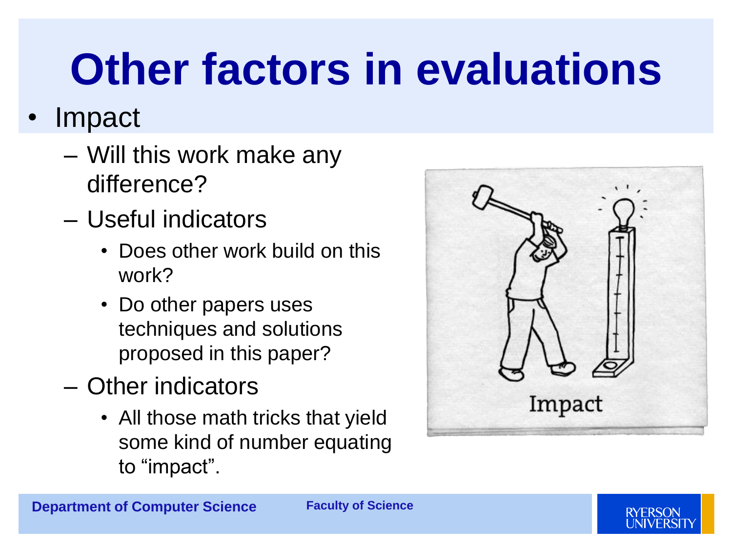# Other factors in evaluations

- Impact
  - Will this work make any difference?
  - Useful indicators
    - Does other work build on this work?
    - Do other papers uses techniques and solutions proposed in this paper?
  - Other indicators
    - All those math tricks that yield some kind of number equating to “impact”.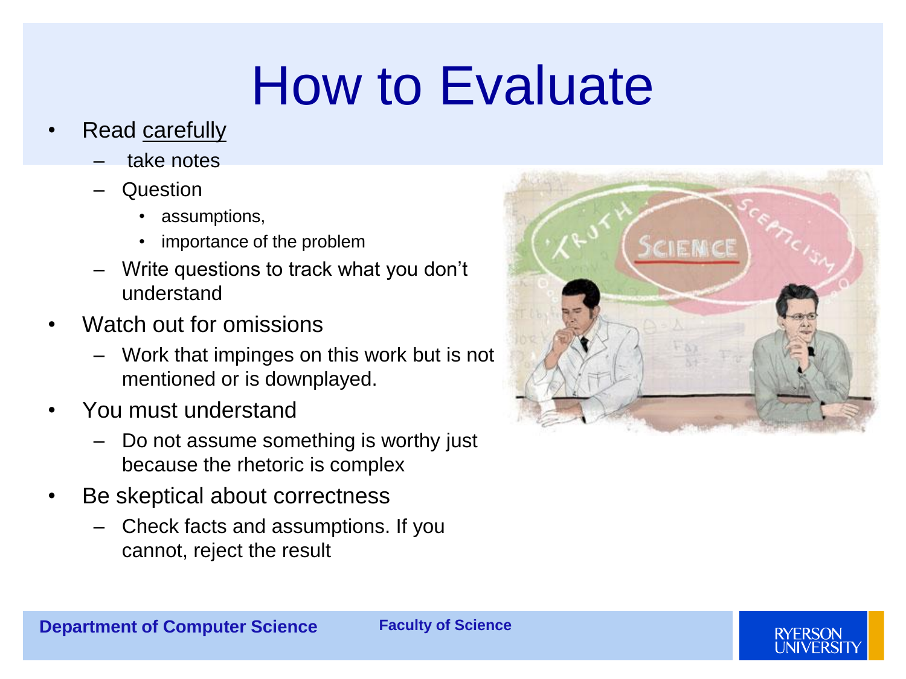# How to Evaluate

- Read <u>carefully</u>
  - take notes
  - Question
    - assumptions,
    - importance of the problem
  - Write questions to track what you don't understand
- Watch out for omissions
  - Work that impinges on this work but is not mentioned or is downplayed.
- You must understand
  - Do not assume something is worthy just because the rhetoric is complex
- Be skeptical about correctness
  - Check facts and assumptions. If you cannot, reject the result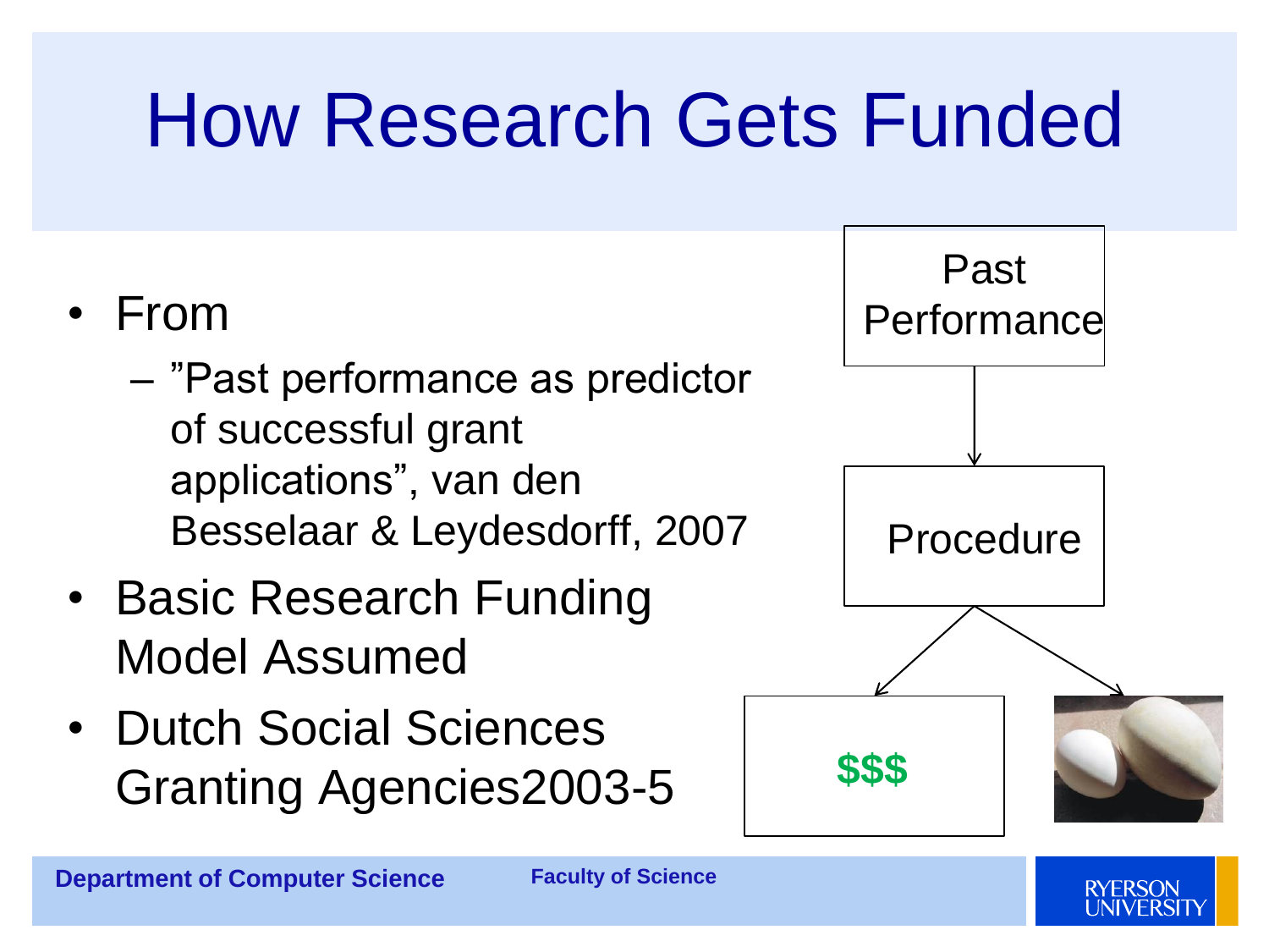# How Research Gets Funded

- From
  - "Past performance as predictor of successful grant applications", van den Besselaar & Leydesdorff, 2007
- Basic Research Funding Model Assumed
- Dutch Social Sciences Granting Agencies2003-5

Past Performance

Procedure

$$$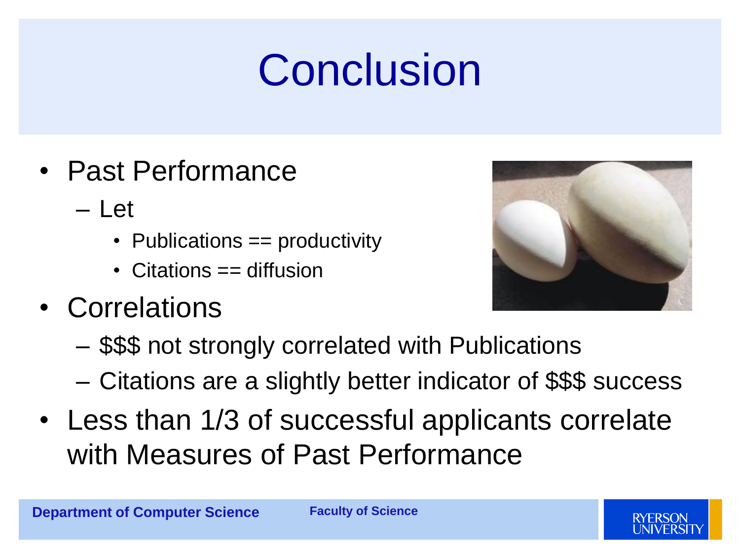# Conclusion

- Past Performance
  - Let
    - Publications == productivity
    - Citations == diffusion
- Correlations
  - $$$ not strongly correlated with Publications
  - Citations are a slightly better indicator of $$$ success
- Less than 1/3 of successful applicants correlate with Measures of Past Performance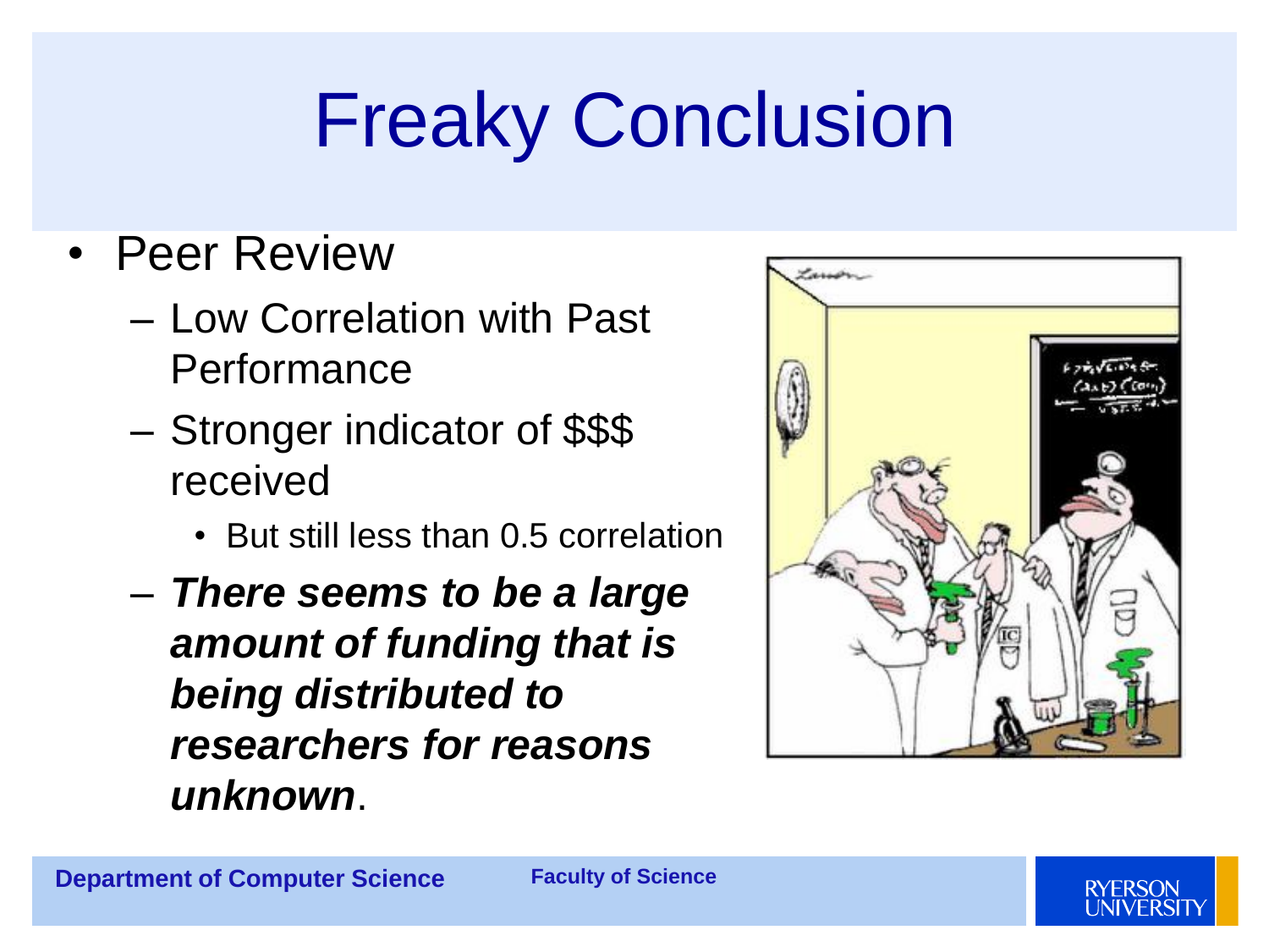# Freaky Conclusion

- Peer Review
  - Low Correlation with Past Performance
  - Stronger indicator of $$$ received
    - But still less than 0.5 correlation
  - ***There seems to be a large amount of funding that is being distributed to researchers for reasons unknown***.